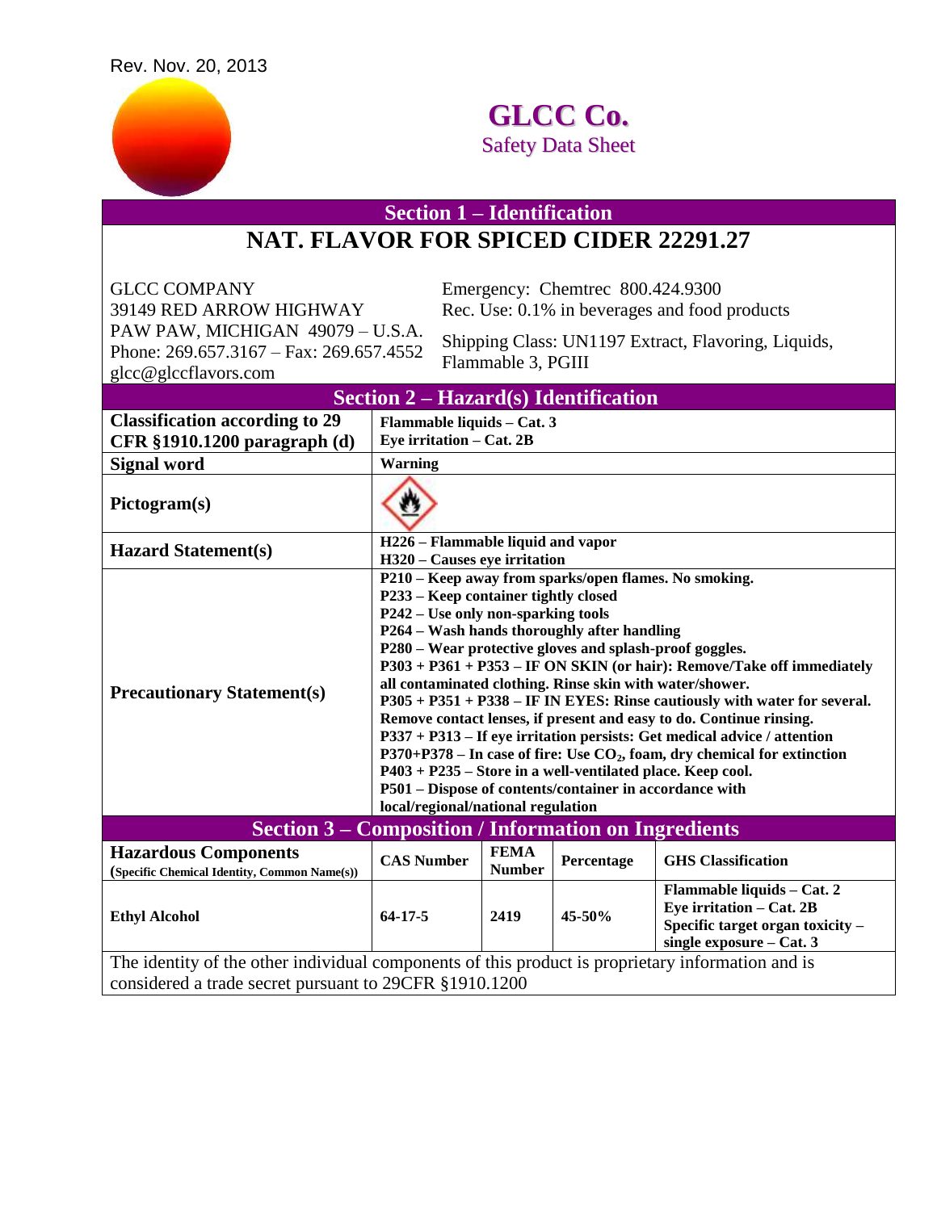Rev. Nov. 20, 2013

# GLCC Co.

Safety Data Sheet

## Section 1 – Identification

### NAT. FLAVOR FOR SPICED CIDER 22291.27

GLCC COMPANY
39149 RED ARROW HIGHWAY
PAW PAW, MICHIGAN 49079 – U.S.A.
Phone: 269.657.3167 – Fax: 269.657.4552
glcc@glccflavors.com

Emergency: Chemtrec 800.424.9300
Rec. Use: 0.1% in beverages and food products

Shipping Class: UN1197 Extract, Flavoring, Liquids, Flammable 3, PGIII

## Section 2 – Hazard(s) Identification

| | |
|---|---|
| **Classification according to 29 CFR §1910.1200 paragraph (d)** | **Flammable liquids – Cat. 3**<br>**Eye irritation – Cat. 2B** |
| **Signal word** | **Warning** |
| **Pictogram(s)** | |
| **Hazard Statement(s)** | **H226 – Flammable liquid and vapor**<br>**H320 – Causes eye irritation** |
| **Precautionary Statement(s)** | **P210 – Keep away from sparks/open flames. No smoking.**<br>**P233 – Keep container tightly closed**<br>**P242 – Use only non-sparking tools**<br>**P264 – Wash hands thoroughly after handling**<br>**P280 – Wear protective gloves and splash-proof goggles.**<br>**P303 + P361 + P353 – IF ON SKIN (or hair): Remove/Take off immediately all contaminated clothing. Rinse skin with water/shower.**<br>**P305 + P351 + P338 – IF IN EYES: Rinse cautiously with water for several. Remove contact lenses, if present and easy to do. Continue rinsing.**<br>**P337 + P313 – If eye irritation persists: Get medical advice / attention**<br>**P370+P378 – In case of fire: Use $CO_2$, foam, dry chemical for extinction**<br>**P403 + P235 – Store in a well-ventilated place. Keep cool.**<br>**P501 – Dispose of contents/container in accordance with local/regional/national regulation** |

## Section 3 – Composition / Information on Ingredients

| **Hazardous Components** (Specific Chemical Identity, Common Name(s)) | **CAS Number** | **FEMA Number** | **Percentage** | **GHS Classification** |
|---|---|---|---|---|
| **Ethyl Alcohol** | **64-17-5** | **2419** | **45-50%** | **Flammable liquids – Cat. 2**<br>**Eye irritation – Cat. 2B**<br>**Specific target organ toxicity – single exposure – Cat. 3** |

The identity of the other individual components of this product is proprietary information and is considered a trade secret pursuant to 29CFR §1910.1200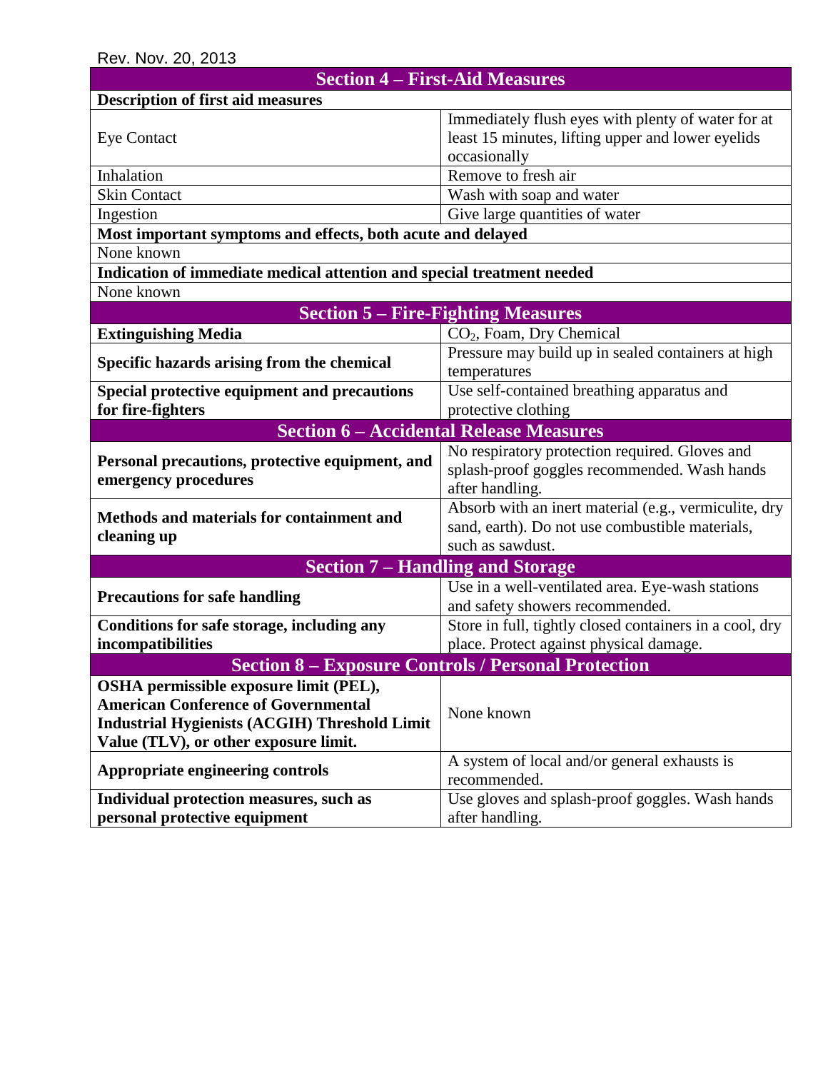Rev. Nov. 20, 2013

## Section 4 – First-Aid Measures

| **Description of first aid measures** | |
|---|---|
| Eye Contact | Immediately flush eyes with plenty of water for at least 15 minutes, lifting upper and lower eyelids occasionally |
| Inhalation | Remove to fresh air |
| Skin Contact | Wash with soap and water |
| Ingestion | Give large quantities of water |

**Most important symptoms and effects, both acute and delayed**

None known

**Indication of immediate medical attention and special treatment needed**

None known

## Section 5 – Fire-Fighting Measures

| | |
|---|---|
| **Extinguishing Media** | $CO_2$, Foam, Dry Chemical |
| **Specific hazards arising from the chemical** | Pressure may build up in sealed containers at high temperatures |
| **Special protective equipment and precautions for fire-fighters** | Use self-contained breathing apparatus and protective clothing |

## Section 6 – Accidental Release Measures

| | |
|---|---|
| **Personal precautions, protective equipment, and emergency procedures** | No respiratory protection required. Gloves and splash-proof goggles recommended. Wash hands after handling. |
| **Methods and materials for containment and cleaning up** | Absorb with an inert material (e.g., vermiculite, dry sand, earth). Do not use combustible materials, such as sawdust. |

## Section 7 – Handling and Storage

| | |
|---|---|
| **Precautions for safe handling** | Use in a well-ventilated area. Eye-wash stations and safety showers recommended. |
| **Conditions for safe storage, including any incompatibilities** | Store in full, tightly closed containers in a cool, dry place. Protect against physical damage. |

## Section 8 – Exposure Controls / Personal Protection

| | |
|---|---|
| **OSHA permissible exposure limit (PEL), American Conference of Governmental Industrial Hygienists (ACGIH) Threshold Limit Value (TLV), or other exposure limit.** | None known |
| **Appropriate engineering controls** | A system of local and/or general exhausts is recommended. |
| **Individual protection measures, such as personal protective equipment** | Use gloves and splash-proof goggles. Wash hands after handling. |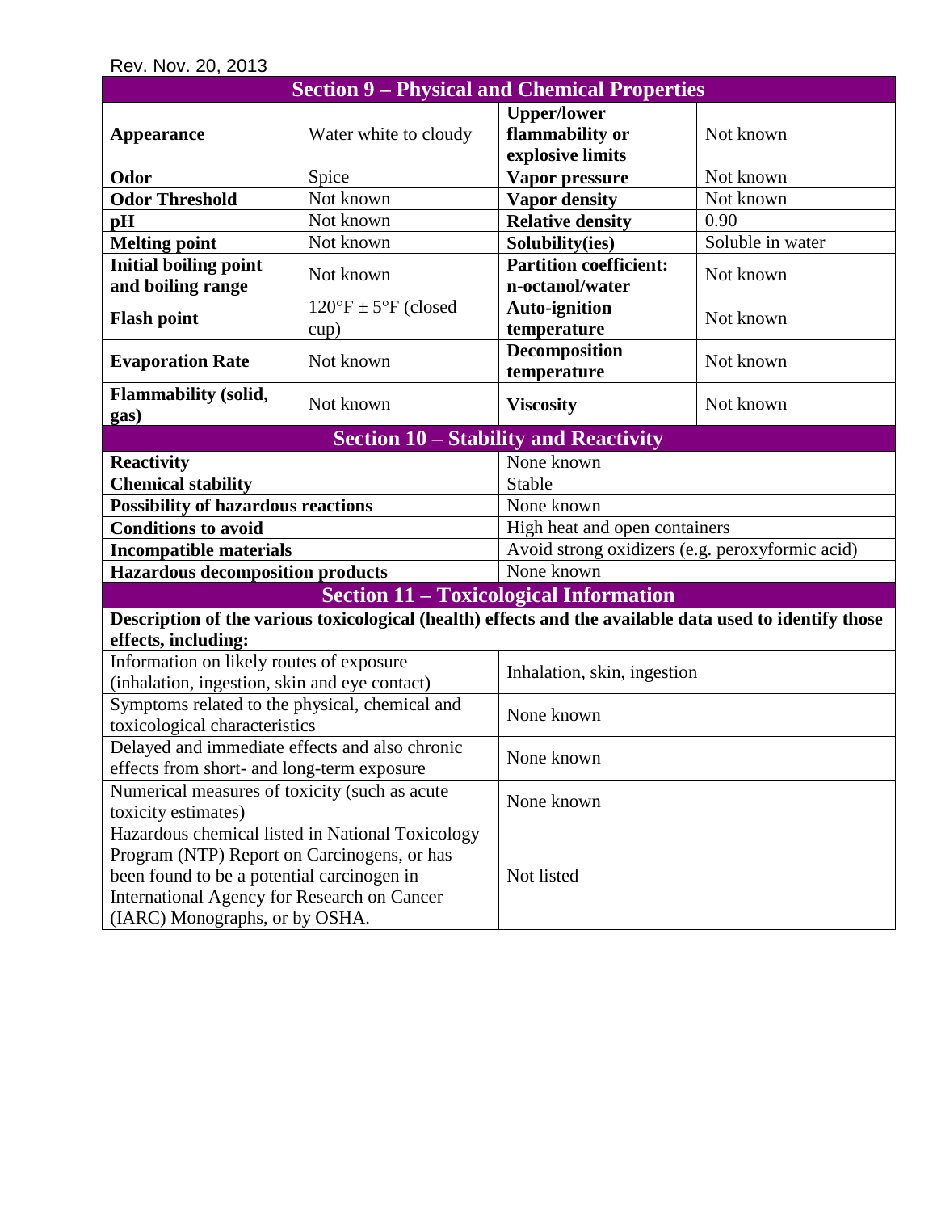Rev. Nov. 20, 2013

## Section 9 – Physical and Chemical Properties

| | | | |
|---|---|---|---|
| **Appearance** | Water white to cloudy | **Upper/lower flammability or explosive limits** | Not known |
| **Odor** | Spice | **Vapor pressure** | Not known |
| **Odor Threshold** | Not known | **Vapor density** | Not known |
| **pH** | Not known | **Relative density** | 0.90 |
| **Melting point** | Not known | **Solubility(ies)** | Soluble in water |
| **Initial boiling point and boiling range** | Not known | **Partition coefficient: n-octanol/water** | Not known |
| **Flash point** | 120°F ± 5°F (closed cup) | **Auto-ignition temperature** | Not known |
| **Evaporation Rate** | Not known | **Decomposition temperature** | Not known |
| **Flammability (solid, gas)** | Not known | **Viscosity** | Not known |

## Section 10 – Stability and Reactivity

| | |
|---|---|
| **Reactivity** | None known |
| **Chemical stability** | Stable |
| **Possibility of hazardous reactions** | None known |
| **Conditions to avoid** | High heat and open containers |
| **Incompatible materials** | Avoid strong oxidizers (e.g. peroxyformic acid) |
| **Hazardous decomposition products** | None known |

## Section 11 – Toxicological Information

**Description of the various toxicological (health) effects and the available data used to identify those effects, including:**

| | |
|---|---|
| Information on likely routes of exposure (inhalation, ingestion, skin and eye contact) | Inhalation, skin, ingestion |
| Symptoms related to the physical, chemical and toxicological characteristics | None known |
| Delayed and immediate effects and also chronic effects from short- and long-term exposure | None known |
| Numerical measures of toxicity (such as acute toxicity estimates) | None known |
| Hazardous chemical listed in National Toxicology Program (NTP) Report on Carcinogens, or has been found to be a potential carcinogen in International Agency for Research on Cancer (IARC) Monographs, or by OSHA. | Not listed |